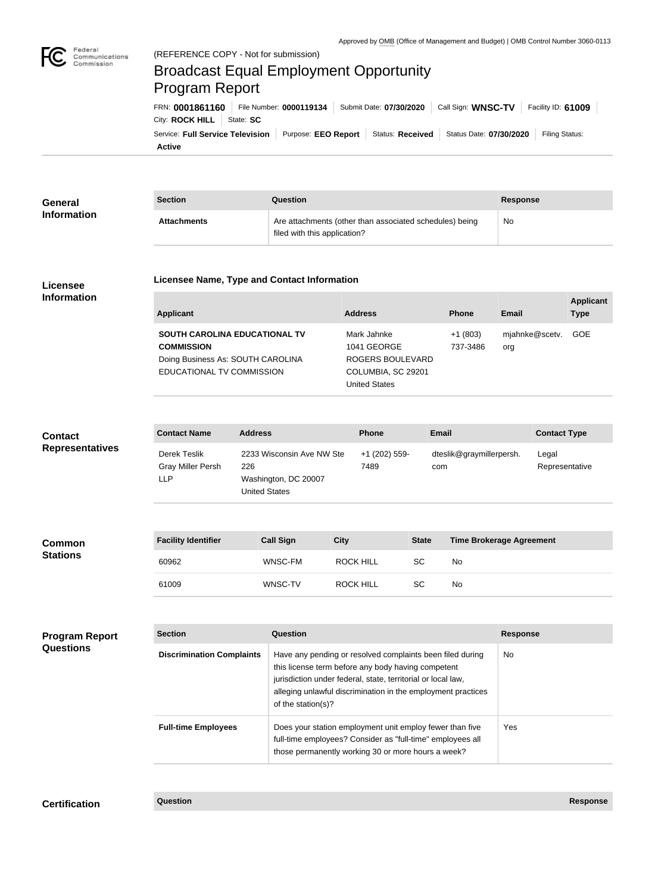Approved by OMB (Office of Management and Budget) | OMB Control Number 3060-0113

Federal Communications Commission

(REFERENCE COPY - Not for submission)

# Broadcast Equal Employment Opportunity Program Report

FRN: **0001861160** | File Number: **0000119134** | Submit Date: **07/30/2020** | Call Sign: **WNSC-TV** | Facility ID: **61009** | City: **ROCK HILL** | State: **SC**

Service: **Full Service Television** | Purpose: **EEO Report** | Status: **Received** | Status Date: **07/30/2020** | Filing Status: **Active**

## General Information

| Section | Question | Response |
| --- | --- | --- |
| **Attachments** | Are attachments (other than associated schedules) being filed with this application? | No |

## Licensee Information

### Licensee Name, Type and Contact Information

| Applicant | Address | Phone | Email | Applicant Type |
| --- | --- | --- | --- | --- |
| **SOUTH CAROLINA EDUCATIONAL TV COMMISSION** Doing Business As: SOUTH CAROLINA EDUCATIONAL TV COMMISSION | Mark Jahnke 1041 GEORGE ROGERS BOULEVARD COLUMBIA, SC 29201 United States | +1 (803) 737-3486 | mjahnke@scetv.org | GOE |

## Contact Representatives

| Contact Name | Address | Phone | Email | Contact Type |
| --- | --- | --- | --- | --- |
| Derek Teslik Gray Miller Persh LLP | 2233 Wisconsin Ave NW Ste 226 Washington, DC 20007 United States | +1 (202) 559-7489 | dteslik@graymillerpersh.com | Legal Representative |

## Common Stations

| Facility Identifier | Call Sign | City | State | Time Brokerage Agreement |
| --- | --- | --- | --- | --- |
| 60962 | WNSC-FM | ROCK HILL | SC | No |
| 61009 | WNSC-TV | ROCK HILL | SC | No |

## Program Report Questions

| Section | Question | Response |
| --- | --- | --- |
| **Discrimination Complaints** | Have any pending or resolved complaints been filed during this license term before any body having competent jurisdiction under federal, state, territorial or local law, alleging unlawful discrimination in the employment practices of the station(s)? | No |
| **Full-time Employees** | Does your station employment unit employ fewer than five full-time employees? Consider as "full-time" employees all those permanently working 30 or more hours a week? | Yes |

## Certification

| Question | Response |
| --- | --- |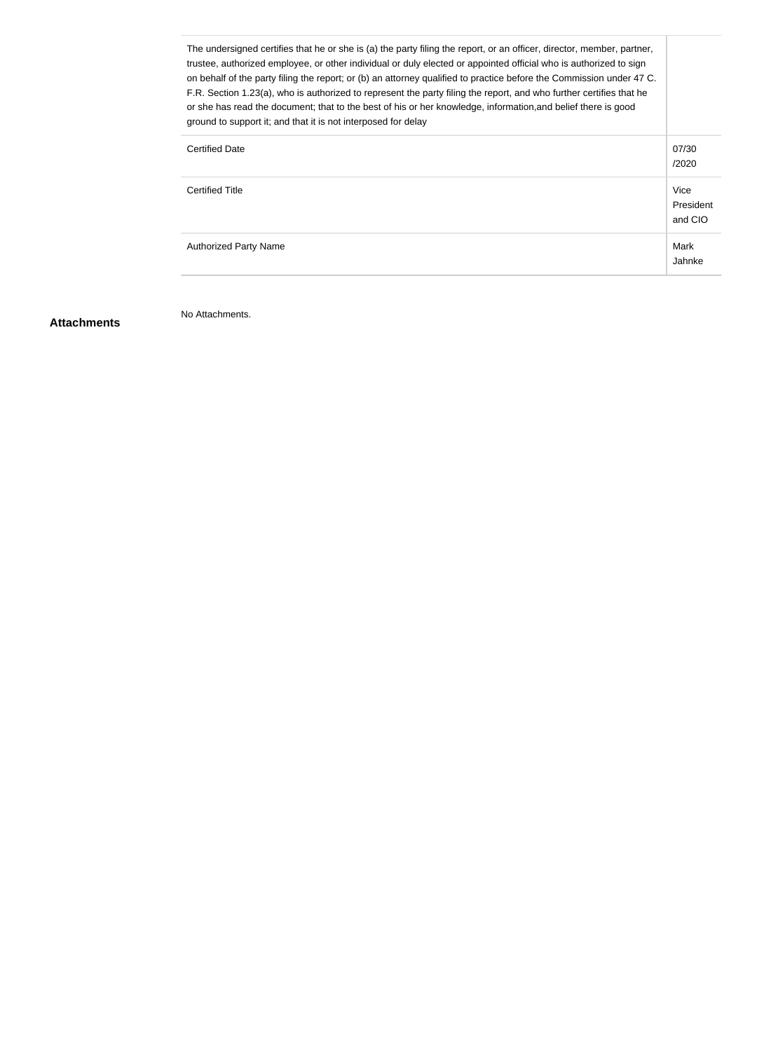| | |
|---|---|
| The undersigned certifies that he or she is (a) the party filing the report, or an officer, director, member, partner, trustee, authorized employee, or other individual or duly elected or appointed official who is authorized to sign on behalf of the party filing the report; or (b) an attorney qualified to practice before the Commission under 47 C.F.R. Section 1.23(a), who is authorized to represent the party filing the report, and who further certifies that he or she has read the document; that to the best of his or her knowledge, information,and belief there is good ground to support it; and that it is not interposed for delay | |
| Certified Date | 07/30/2020 |
| Certified Title | Vice President and CIO |
| Authorized Party Name | Mark Jahnke |

**Attachments**

No Attachments.